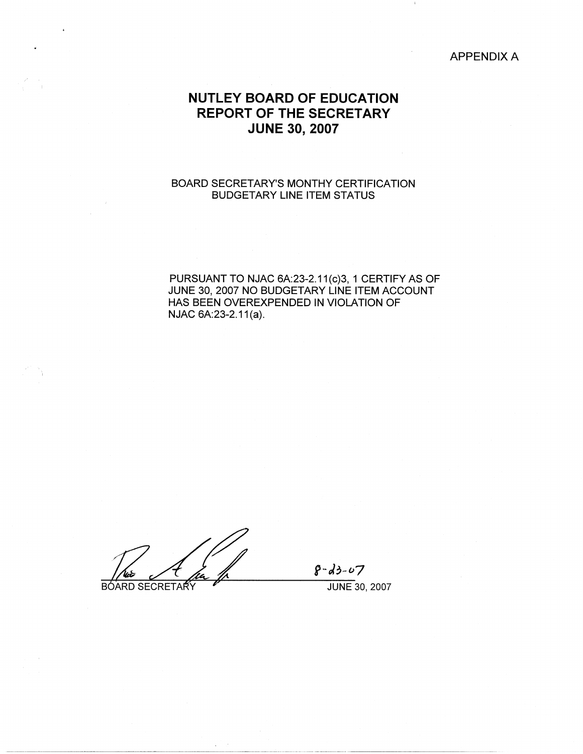APPENDIX A

# NUTLEY BOARD OF EDUCATION
# REPORT OF THE SECRETARY
# JUNE 30, 2007

BOARD SECRETARY'S MONTHY CERTIFICATION
BUDGETARY LINE ITEM STATUS

PURSUANT TO NJAC 6A:23-2.11(c)3, 1 CERTIFY AS OF JUNE 30, 2007 NO BUDGETARY LINE ITEM ACCOUNT HAS BEEN OVEREXPENDED IN VIOLATION OF NJAC 6A:23-2.11(a).

BOARD SECRETARY

8-23-07

JUNE 30, 2007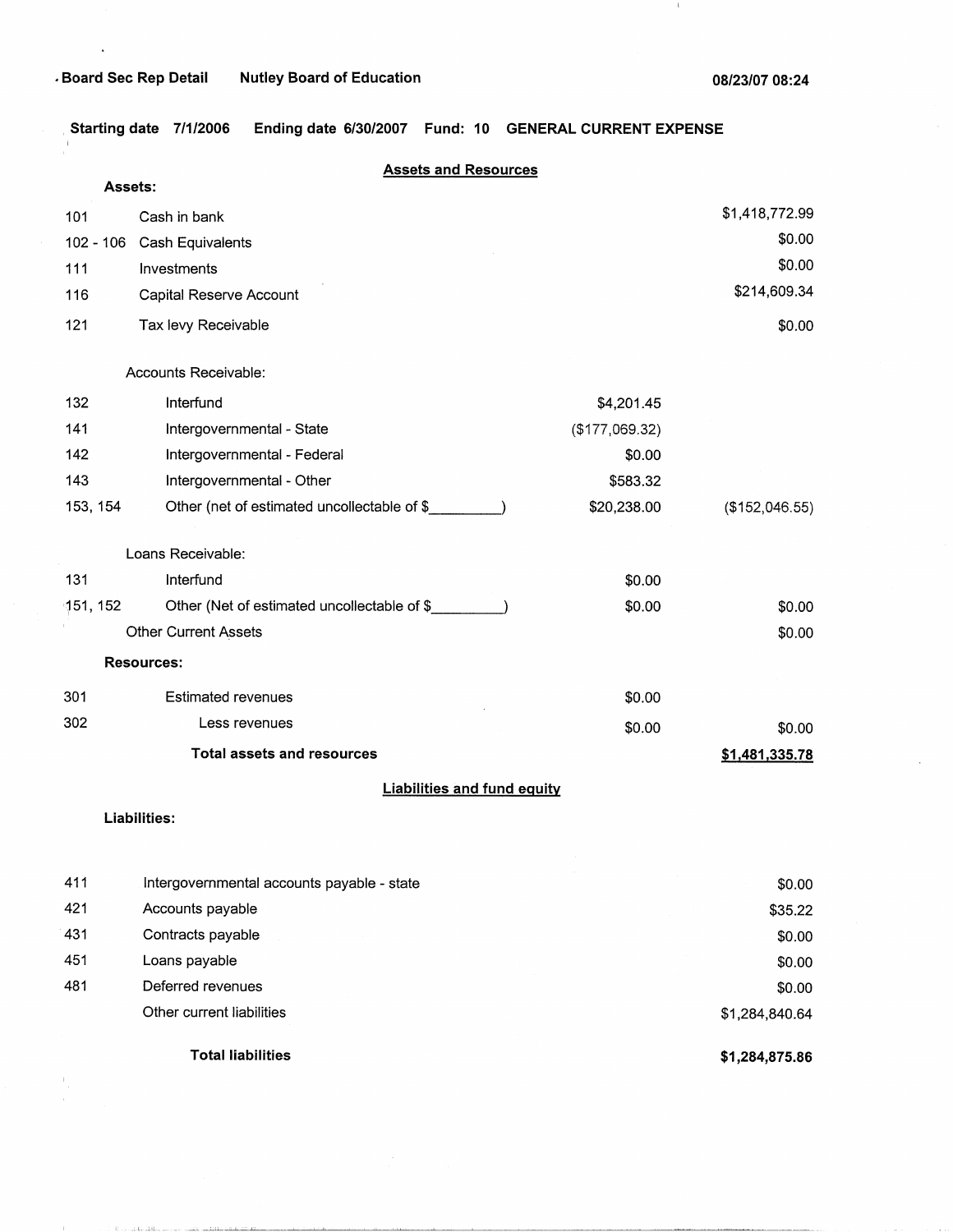Board Sec Rep Detail    Nutley Board of Education    08/23/07 08:24

Starting date 7/1/2006    Ending date 6/30/2007    Fund: 10    GENERAL CURRENT EXPENSE

## Assets and Resources

**Assets:**

| | | | |
|---|---|---|---|
| 101 | Cash in bank | | $1,418,772.99 |
| 102 - 106 | Cash Equivalents | | $0.00 |
| 111 | Investments | | $0.00 |
| 116 | Capital Reserve Account | | $214,609.34 |
| 121 | Tax levy Receivable | | $0.00 |
| | Accounts Receivable: | | |
| 132 | Interfund | $4,201.45 | |
| 141 | Intergovernmental - State | ($177,069.32) | |
| 142 | Intergovernmental - Federal | $0.00 | |
| 143 | Intergovernmental - Other | $583.32 | |
| 153, 154 | Other (net of estimated uncollectable of $________) | $20,238.00 | ($152,046.55) |
| | Loans Receivable: | | |
| 131 | Interfund | $0.00 | |
| 151, 152 | Other (Net of estimated uncollectable of $________) | $0.00 | $0.00 |
| | Other Current Assets | | $0.00 |

**Resources:**

| | | | |
|---|---|---|---|
| 301 | Estimated revenues | $0.00 | |
| 302 | Less revenues | $0.00 | $0.00 |
| | **Total assets and resources** | | **$1,481,335.78** |

## Liabilities and fund equity

**Liabilities:**

| | | |
|---|---|---|
| 411 | Intergovernmental accounts payable - state | $0.00 |
| 421 | Accounts payable | $35.22 |
| 431 | Contracts payable | $0.00 |
| 451 | Loans payable | $0.00 |
| 481 | Deferred revenues | $0.00 |
| | Other current liabilities | $1,284,840.64 |
| | **Total liabilities** | **$1,284,875.86** |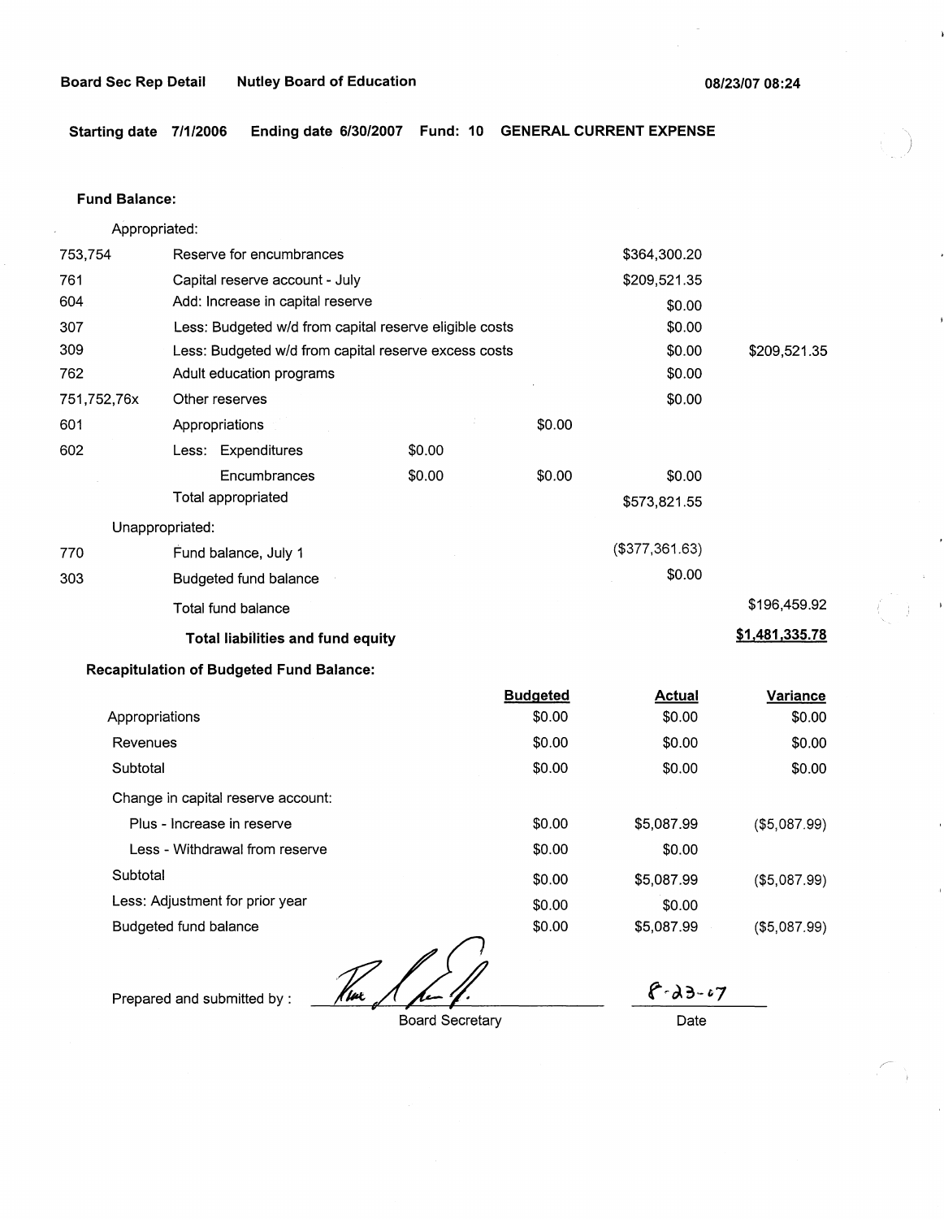**Board Sec Rep Detail** **Nutley Board of Education** **08/23/07 08:24**

**Starting date 7/1/2006** **Ending date 6/30/2007** **Fund: 10** **GENERAL CURRENT EXPENSE**

**Fund Balance:**

| | | | | | |
|---|---|---|---|---|---|
| | Appropriated: | | | | |
| 753,754 | Reserve for encumbrances | | | $364,300.20 | |
| 761 | Capital reserve account - July | | | $209,521.35 | |
| 604 | Add: Increase in capital reserve | | | $0.00 | |
| 307 | Less: Budgeted w/d from capital reserve eligible costs | | | $0.00 | |
| 309 | Less: Budgeted w/d from capital reserve excess costs | | | $0.00 | $209,521.35 |
| 762 | Adult education programs | | | $0.00 | |
| 751,752,76x | Other reserves | | | $0.00 | |
| 601 | Appropriations | | $0.00 | | |
| 602 | Less: Expenditures | $0.00 | | | |
| | Encumbrances | $0.00 | $0.00 | $0.00 | |
| | Total appropriated | | | $573,821.55 | |
| | Unappropriated: | | | | |
| 770 | Fund balance, July 1 | | | ($377,361.63) | |
| 303 | Budgeted fund balance | | | $0.00 | |
| | Total fund balance | | | | $196,459.92 |
| | **Total liabilities and fund equity** | | | | **$1,481,335.78** |

**Recapitulation of Budgeted Fund Balance:**

| | Budgeted | Actual | Variance |
|---|---|---|---|
| Appropriations | $0.00 | $0.00 | $0.00 |
| Revenues | $0.00 | $0.00 | $0.00 |
| Subtotal | $0.00 | $0.00 | $0.00 |
| Change in capital reserve account: | | | |
| Plus - Increase in reserve | $0.00 | $5,087.99 | ($5,087.99) |
| Less - Withdrawal from reserve | $0.00 | $0.00 | |
| Subtotal | $0.00 | $5,087.99 | ($5,087.99) |
| Less: Adjustment for prior year | $0.00 | $0.00 | |
| Budgeted fund balance | $0.00 | $5,087.99 | ($5,087.99) |

Prepared and submitted by : ______________________ Board Secretary

8-23-07
Date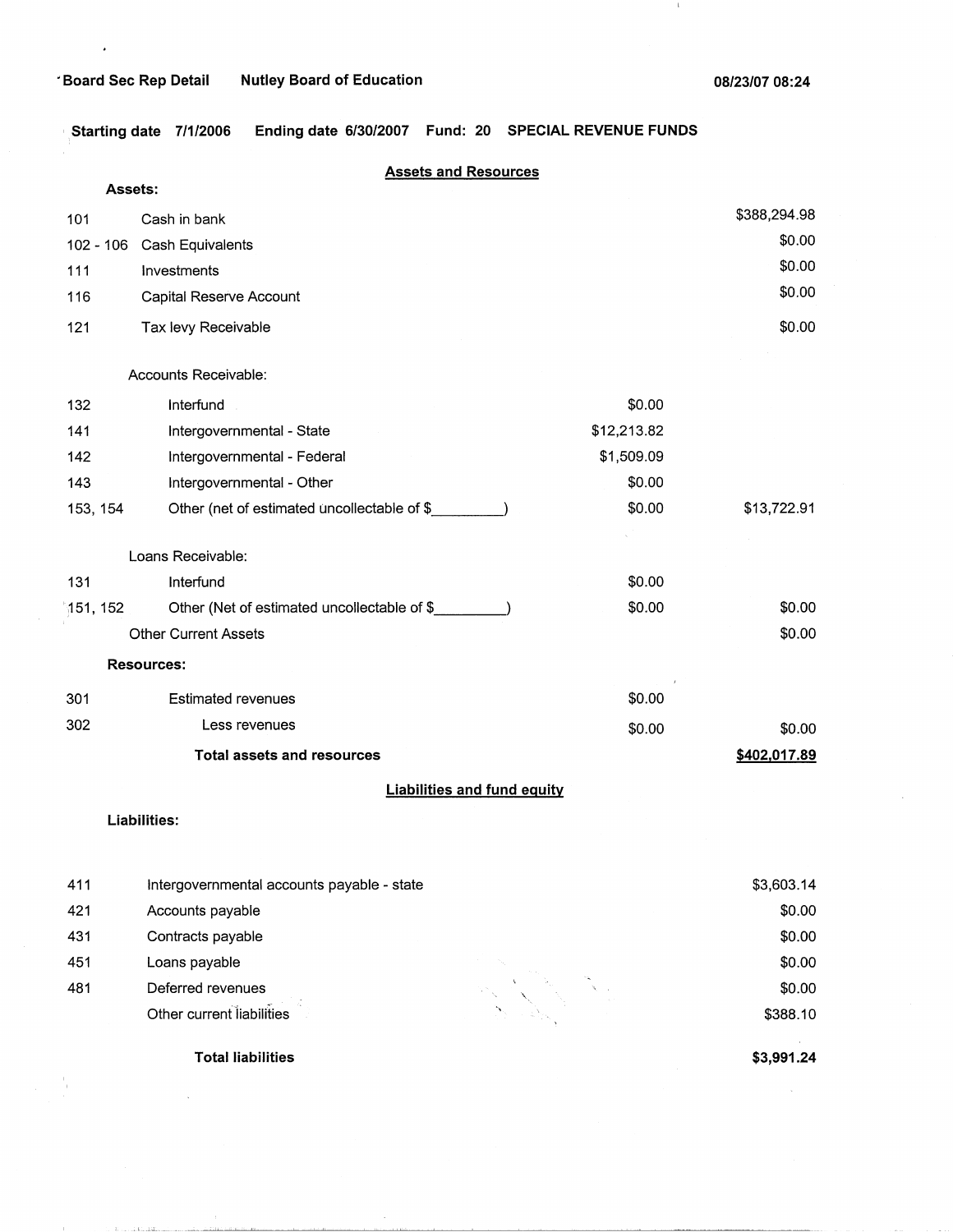Board Sec Rep Detail    Nutley Board of Education    08/23/07 08:24

**Starting date 7/1/2006   Ending date 6/30/2007   Fund: 20   SPECIAL REVENUE FUNDS**

## Assets and Resources

| Code | Description | | Amount |
|---|---|---|---|
| | **Assets:** | | |
| 101 | Cash in bank | | $388,294.98 |
| 102 - 106 | Cash Equivalents | | $0.00 |
| 111 | Investments | | $0.00 |
| 116 | Capital Reserve Account | | $0.00 |
| 121 | Tax levy Receivable | | $0.00 |
| | Accounts Receivable: | | |
| 132 | Interfund | $0.00 | |
| 141 | Intergovernmental - State | $12,213.82 | |
| 142 | Intergovernmental - Federal | $1,509.09 | |
| 143 | Intergovernmental - Other | $0.00 | |
| 153, 154 | Other (net of estimated uncollectable of $_________) | $0.00 | $13,722.91 |
| | Loans Receivable: | | |
| 131 | Interfund | $0.00 | |
| 151, 152 | Other (Net of estimated uncollectable of $_________) | $0.00 | $0.00 |
| | Other Current Assets | | $0.00 |
| | **Resources:** | | |
| 301 | Estimated revenues | $0.00 | |
| 302 | Less revenues | $0.00 | $0.00 |
| | **Total assets and resources** | | **$402,017.89** |

## Liabilities and fund equity

| Code | Description | Amount |
|---|---|---|
| | **Liabilities:** | |
| 411 | Intergovernmental accounts payable - state | $3,603.14 |
| 421 | Accounts payable | $0.00 |
| 431 | Contracts payable | $0.00 |
| 451 | Loans payable | $0.00 |
| 481 | Deferred revenues | $0.00 |
| | Other current liabilities | $388.10 |
| | **Total liabilities** | **$3,991.24** |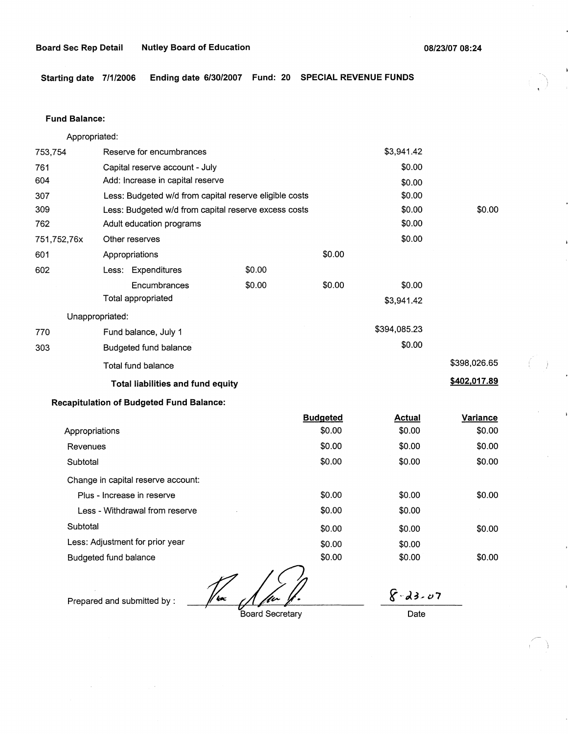Board Sec Rep Detail    Nutley Board of Education    08/23/07 08:24

**Starting date** 7/1/2006  **Ending date** 6/30/2007  **Fund:** 20  **SPECIAL REVENUE FUNDS**

**Fund Balance:**

| Code | Description | | | | |
|---|---|---|---|---|---|
| | Appropriated: | | | | |
| 753,754 | Reserve for encumbrances | | | $3,941.42 | |
| 761 | Capital reserve account - July | | | $0.00 | |
| 604 | Add: Increase in capital reserve | | | $0.00 | |
| 307 | Less: Budgeted w/d from capital reserve eligible costs | | | $0.00 | |
| 309 | Less: Budgeted w/d from capital reserve excess costs | | | $0.00 | $0.00 |
| 762 | Adult education programs | | | $0.00 | |
| 751,752,76x | Other reserves | | | $0.00 | |
| 601 | Appropriations | | $0.00 | | |
| 602 | Less: Expenditures | $0.00 | | | |
| | Encumbrances | $0.00 | $0.00 | $0.00 | |
| | Total appropriated | | | $3,941.42 | |
| | Unappropriated: | | | | |
| 770 | Fund balance, July 1 | | | $394,085.23 | |
| 303 | Budgeted fund balance | | | $0.00 | |
| | Total fund balance | | | | $398,026.65 |
| | **Total liabilities and fund equity** | | | | **$402,017.89** |

**Recapitulation of Budgeted Fund Balance:**

| | Budgeted | Actual | Variance |
|---|---|---|---|
| Appropriations | $0.00 | $0.00 | $0.00 |
| Revenues | $0.00 | $0.00 | $0.00 |
| Subtotal | $0.00 | $0.00 | $0.00 |
| Change in capital reserve account: | | | |
| Plus - Increase in reserve | $0.00 | $0.00 | $0.00 |
| Less - Withdrawal from reserve | $0.00 | $0.00 | |
| Subtotal | $0.00 | $0.00 | $0.00 |
| Less: Adjustment for prior year | $0.00 | $0.00 | |
| Budgeted fund balance | $0.00 | $0.00 | $0.00 |

Prepared and submitted by : ____________________ Board Secretary    8-23-07 Date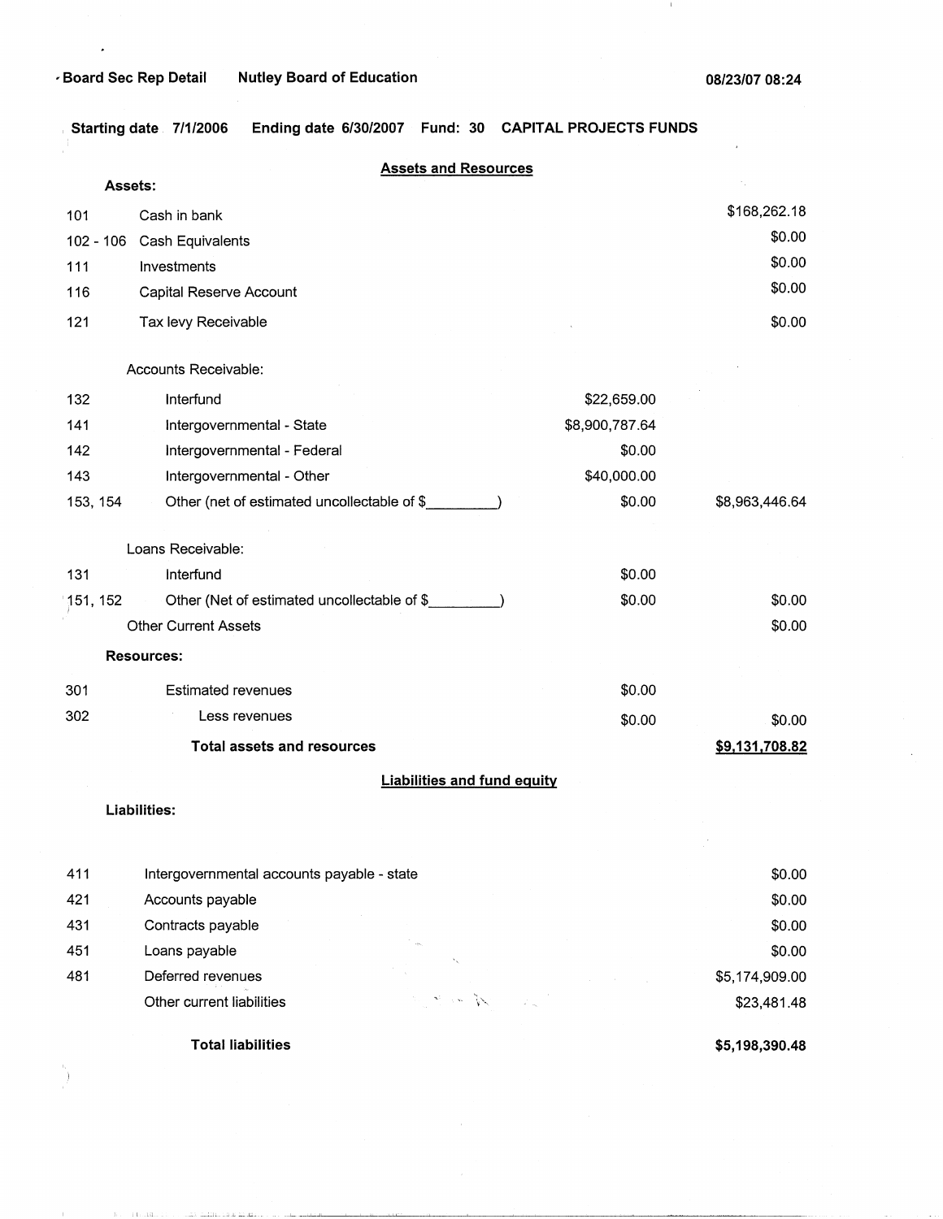Board Sec Rep Detail    Nutley Board of Education    08/23/07 08:24

**Starting date 7/1/2006    Ending date 6/30/2007    Fund: 30    CAPITAL PROJECTS FUNDS**

## Assets and Resources

| Code | Description | | Amount |
|---|---|---|---|
| | **Assets:** | | |
| 101 | Cash in bank | | $168,262.18 |
| 102 - 106 | Cash Equivalents | | $0.00 |
| 111 | Investments | | $0.00 |
| 116 | Capital Reserve Account | | $0.00 |
| 121 | Tax levy Receivable | | $0.00 |
| | Accounts Receivable: | | |
| 132 | Interfund | $22,659.00 | |
| 141 | Intergovernmental - State | $8,900,787.64 | |
| 142 | Intergovernmental - Federal | $0.00 | |
| 143 | Intergovernmental - Other | $40,000.00 | |
| 153, 154 | Other (net of estimated uncollectable of $_________) | $0.00 | $8,963,446.64 |
| | Loans Receivable: | | |
| 131 | Interfund | $0.00 | |
| 151, 152 | Other (Net of estimated uncollectable of $_________) | $0.00 | $0.00 |
| | Other Current Assets | | $0.00 |
| | **Resources:** | | |
| 301 | Estimated revenues | $0.00 | |
| 302 | Less revenues | $0.00 | $0.00 |
| | **Total assets and resources** | | **$9,131,708.82** |

## Liabilities and fund equity

| Code | Description | Amount |
|---|---|---|
| | **Liabilities:** | |
| 411 | Intergovernmental accounts payable - state | $0.00 |
| 421 | Accounts payable | $0.00 |
| 431 | Contracts payable | $0.00 |
| 451 | Loans payable | $0.00 |
| 481 | Deferred revenues | $5,174,909.00 |
| | Other current liabilities | $23,481.48 |
| | **Total liabilities** | **$5,198,390.48** |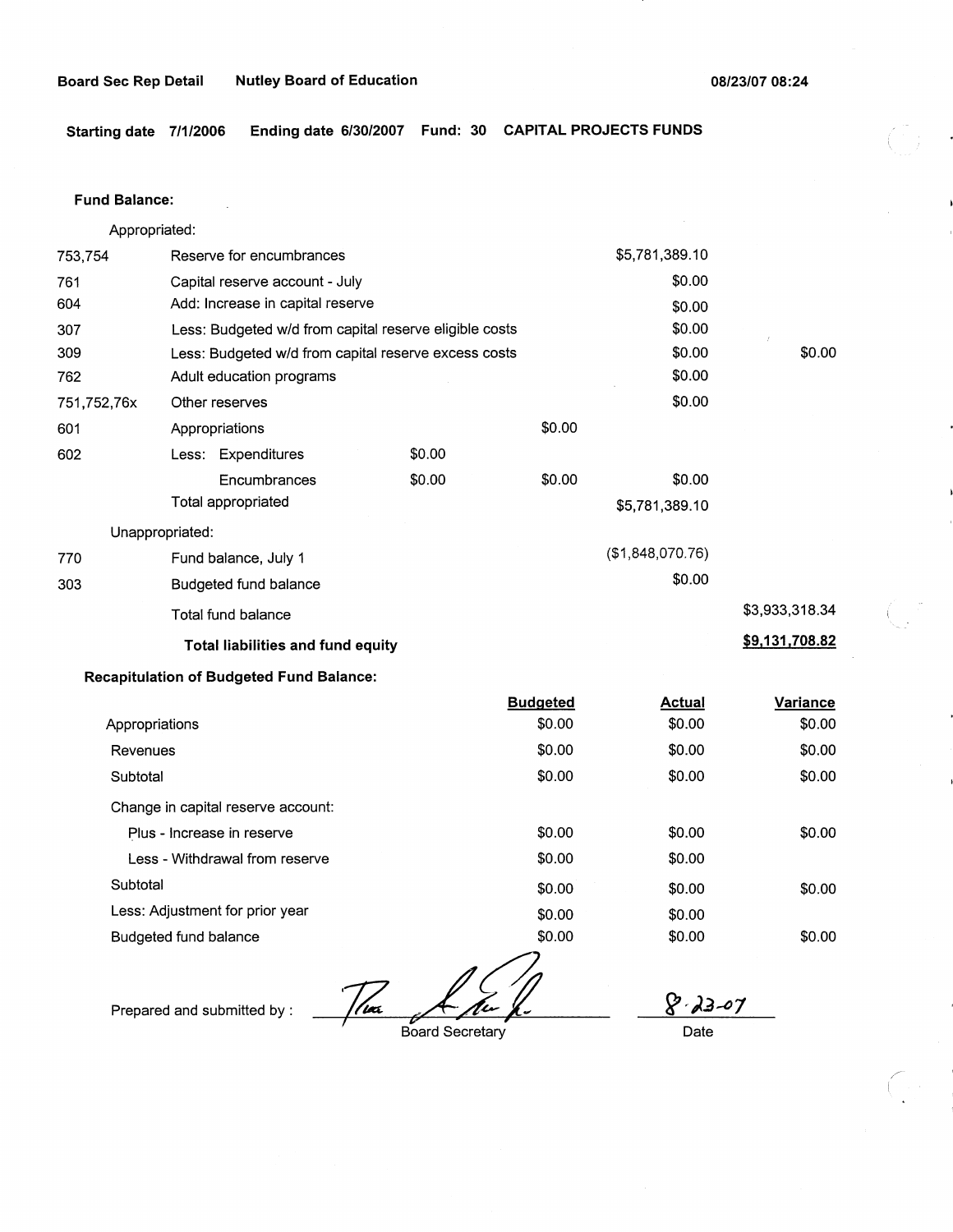**Board Sec Rep Detail** **Nutley Board of Education** **08/23/07 08:24**

**Starting date 7/1/2006** **Ending date 6/30/2007** **Fund: 30** **CAPITAL PROJECTS FUNDS**

**Fund Balance:**

| | | | | | |
|---|---|---|---|---|---|
| | Appropriated: | | | | |
| 753,754 | Reserve for encumbrances | | | $5,781,389.10 | |
| 761 | Capital reserve account - July | | | $0.00 | |
| 604 | Add: Increase in capital reserve | | | $0.00 | |
| 307 | Less: Budgeted w/d from capital reserve eligible costs | | | $0.00 | |
| 309 | Less: Budgeted w/d from capital reserve excess costs | | | $0.00 | $0.00 |
| 762 | Adult education programs | | | $0.00 | |
| 751,752,76x | Other reserves | | | $0.00 | |
| 601 | Appropriations | | $0.00 | | |
| 602 | Less: Expenditures | $0.00 | | | |
| | Encumbrances | $0.00 | $0.00 | $0.00 | |
| | Total appropriated | | | $5,781,389.10 | |
| | Unappropriated: | | | | |
| 770 | Fund balance, July 1 | | | ($1,848,070.76) | |
| 303 | Budgeted fund balance | | | $0.00 | |
| | Total fund balance | | | | $3,933,318.34 |
| | **Total liabilities and fund equity** | | | | **$9,131,708.82** |

**Recapitulation of Budgeted Fund Balance:**

| | Budgeted | Actual | Variance |
|---|---|---|---|
| Appropriations | $0.00 | $0.00 | $0.00 |
| Revenues | $0.00 | $0.00 | $0.00 |
| Subtotal | $0.00 | $0.00 | $0.00 |
| Change in capital reserve account: | | | |
| Plus - Increase in reserve | $0.00 | $0.00 | $0.00 |
| Less - Withdrawal from reserve | $0.00 | $0.00 | |
| Subtotal | $0.00 | $0.00 | $0.00 |
| Less: Adjustment for prior year | $0.00 | $0.00 | |
| Budgeted fund balance | $0.00 | $0.00 | $0.00 |

Prepared and submitted by : ______________________ Board Secretary     8-23-07 Date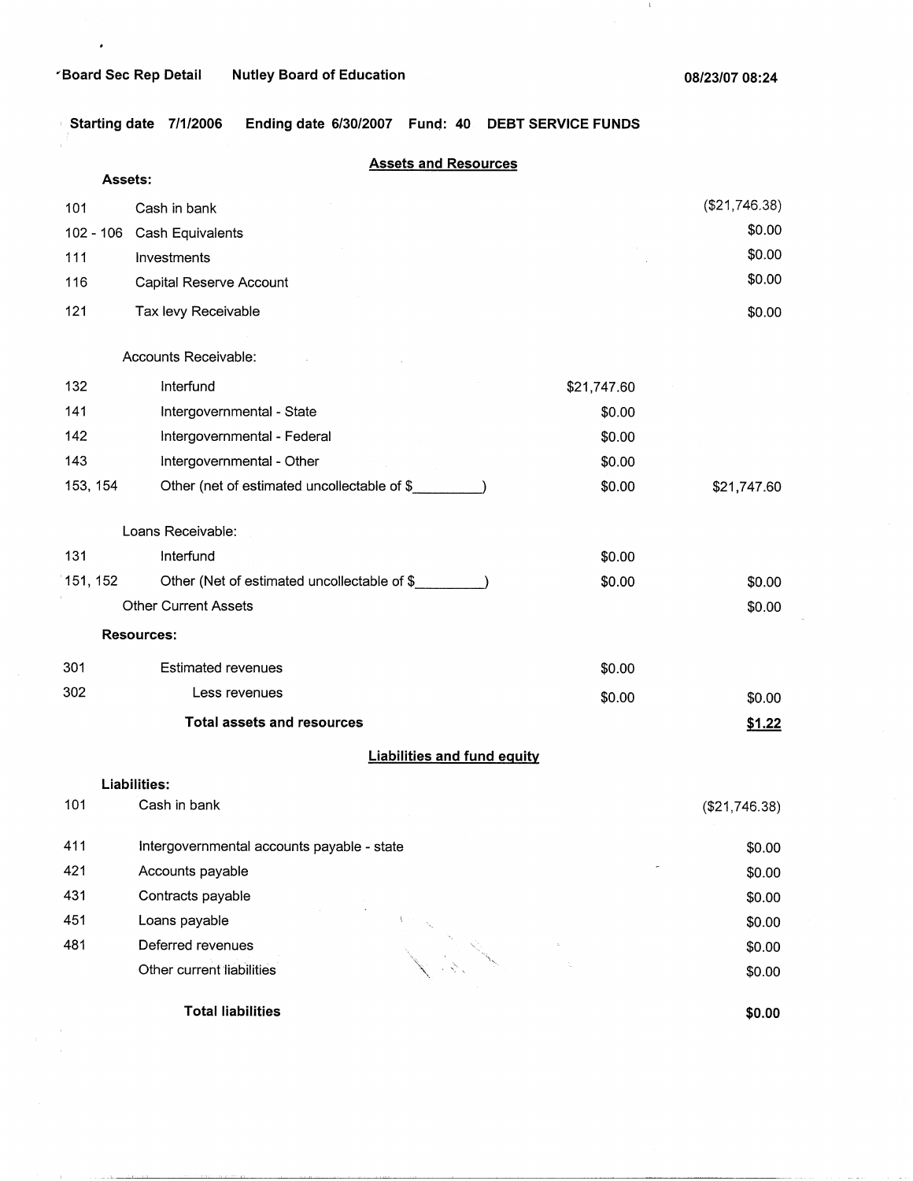Board Sec Rep Detail    Nutley Board of Education    08/23/07 08:24

Starting date 7/1/2006    Ending date 6/30/2007    Fund: 40    DEBT SERVICE FUNDS

## Assets and Resources

| | | | |
|---|---|---|---|
| **Assets:** | | | |
| 101 | Cash in bank | | ($21,746.38) |
| 102 - 106 | Cash Equivalents | | $0.00 |
| 111 | Investments | | $0.00 |
| 116 | Capital Reserve Account | | $0.00 |
| 121 | Tax levy Receivable | | $0.00 |
| | Accounts Receivable: | | |
| 132 | Interfund | $21,747.60 | |
| 141 | Intergovernmental - State | $0.00 | |
| 142 | Intergovernmental - Federal | $0.00 | |
| 143 | Intergovernmental - Other | $0.00 | |
| 153, 154 | Other (net of estimated uncollectable of $_________) | $0.00 | $21,747.60 |
| | Loans Receivable: | | |
| 131 | Interfund | $0.00 | |
| 151, 152 | Other (Net of estimated uncollectable of $_________) | $0.00 | $0.00 |
| | Other Current Assets | | $0.00 |
| **Resources:** | | | |
| 301 | Estimated revenues | $0.00 | |
| 302 | Less revenues | $0.00 | $0.00 |
| | **Total assets and resources** | | **$1.22** |

## Liabilities and fund equity

| | | |
|---|---|---|
| **Liabilities:** | | |
| 101 | Cash in bank | ($21,746.38) |
| 411 | Intergovernmental accounts payable - state | $0.00 |
| 421 | Accounts payable | $0.00 |
| 431 | Contracts payable | $0.00 |
| 451 | Loans payable | $0.00 |
| 481 | Deferred revenues | $0.00 |
| | Other current liabilities | $0.00 |
| | **Total liabilities** | **$0.00** |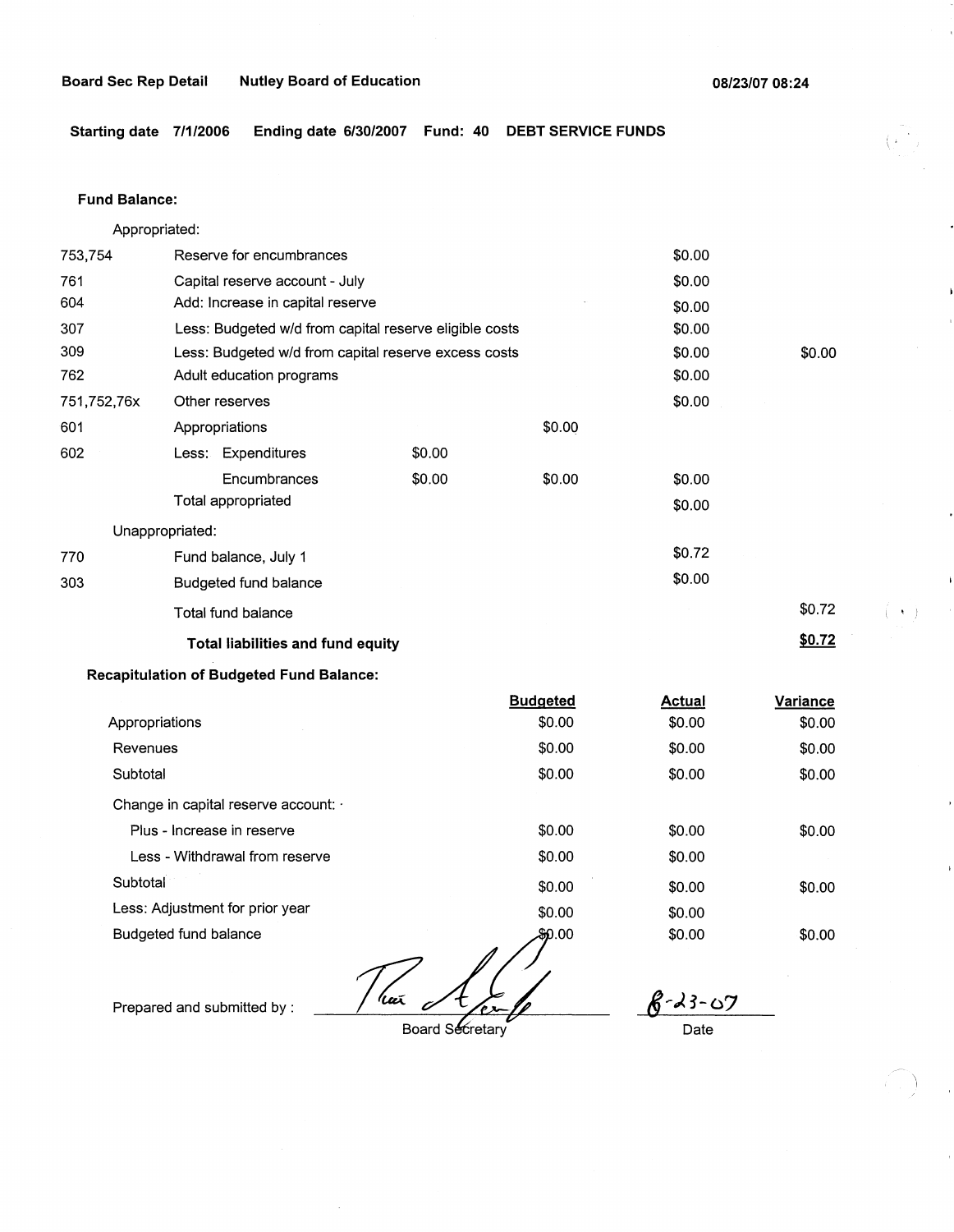**Board Sec Rep Detail** **Nutley Board of Education** **08/23/07 08:24**

**Starting date 7/1/2006** **Ending date 6/30/2007** **Fund: 40** **DEBT SERVICE FUNDS**

**Fund Balance:**

| | | | | | |
|---|---|---|---|---|---|
| Appropriated: | | | | | |
| 753,754 | Reserve for encumbrances | | | $0.00 | |
| 761 | Capital reserve account - July | | | $0.00 | |
| 604 | Add: Increase in capital reserve | | | $0.00 | |
| 307 | Less: Budgeted w/d from capital reserve eligible costs | | | $0.00 | |
| 309 | Less: Budgeted w/d from capital reserve excess costs | | | $0.00 | $0.00 |
| 762 | Adult education programs | | | $0.00 | |
| 751,752,76x | Other reserves | | | $0.00 | |
| 601 | Appropriations | | $0.00 | | |
| 602 | Less: Expenditures | $0.00 | | | |
| | Encumbrances | $0.00 | $0.00 | $0.00 | |
| | Total appropriated | | | $0.00 | |
| Unappropriated: | | | | | |
| 770 | Fund balance, July 1 | | | $0.72 | |
| 303 | Budgeted fund balance | | | $0.00 | |
| | Total fund balance | | | | $0.72 |
| | **Total liabilities and fund equity** | | | | **$0.72** |

**Recapitulation of Budgeted Fund Balance:**

| | Budgeted | Actual | Variance |
|---|---|---|---|
| Appropriations | $0.00 | $0.00 | $0.00 |
| Revenues | $0.00 | $0.00 | $0.00 |
| Subtotal | $0.00 | $0.00 | $0.00 |
| Change in capital reserve account: | | | |
| Plus - Increase in reserve | $0.00 | $0.00 | $0.00 |
| Less - Withdrawal from reserve | $0.00 | $0.00 | |
| Subtotal | $0.00 | $0.00 | $0.00 |
| Less: Adjustment for prior year | $0.00 | $0.00 | |
| Budgeted fund balance | $0.00 | $0.00 | $0.00 |

Prepared and submitted by : _______________ Board Secretary &nbsp;&nbsp;&nbsp; 8-23-07 Date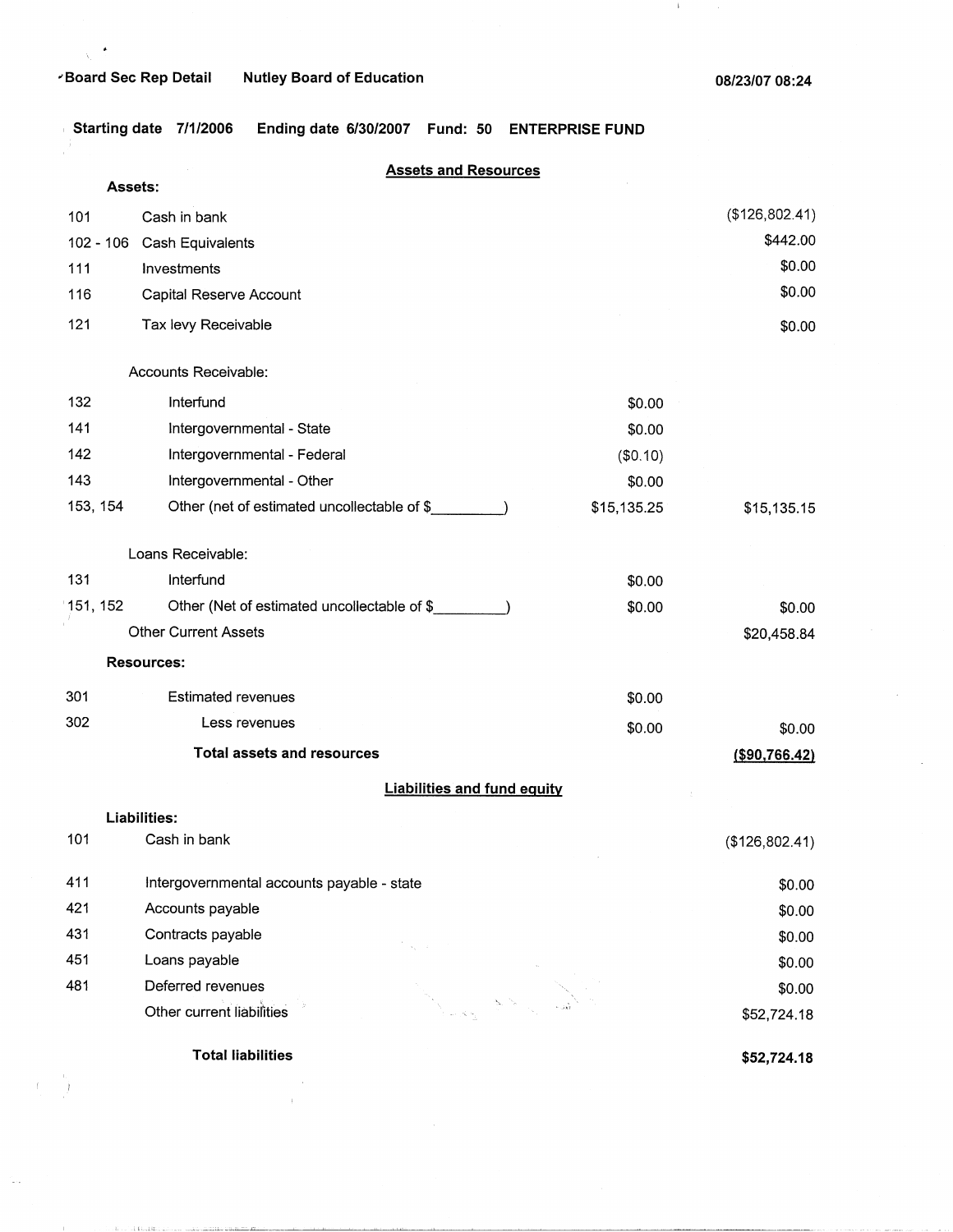Board Sec Rep Detail — Nutley Board of Education — 08/23/07 08:24

Starting date 7/1/2006 — Ending date 6/30/2007 — Fund: 50 ENTERPRISE FUND

## Assets and Resources

| Code | Description | Detail | Total |
|---|---|---|---|
| | **Assets:** | | |
| 101 | Cash in bank | | ($126,802.41) |
| 102 - 106 | Cash Equivalents | | $442.00 |
| 111 | Investments | | $0.00 |
| 116 | Capital Reserve Account | | $0.00 |
| 121 | Tax levy Receivable | | $0.00 |
| | Accounts Receivable: | | |
| 132 | Interfund | $0.00 | |
| 141 | Intergovernmental - State | $0.00 | |
| 142 | Intergovernmental - Federal | ($0.10) | |
| 143 | Intergovernmental - Other | $0.00 | |
| 153, 154 | Other (net of estimated uncollectable of $_________) | $15,135.25 | $15,135.15 |
| | Loans Receivable: | | |
| 131 | Interfund | $0.00 | |
| 151, 152 | Other (Net of estimated uncollectable of $_________) | $0.00 | $0.00 |
| | Other Current Assets | | $20,458.84 |
| | **Resources:** | | |
| 301 | Estimated revenues | $0.00 | |
| 302 | Less revenues | $0.00 | $0.00 |
| | **Total assets and resources** | | **($90,766.42)** |

## Liabilities and fund equity

| Code | Description | Total |
|---|---|---|
| | **Liabilities:** | |
| 101 | Cash in bank | ($126,802.41) |
| 411 | Intergovernmental accounts payable - state | $0.00 |
| 421 | Accounts payable | $0.00 |
| 431 | Contracts payable | $0.00 |
| 451 | Loans payable | $0.00 |
| 481 | Deferred revenues | $0.00 |
| | Other current liabilities | $52,724.18 |
| | **Total liabilities** | **$52,724.18** |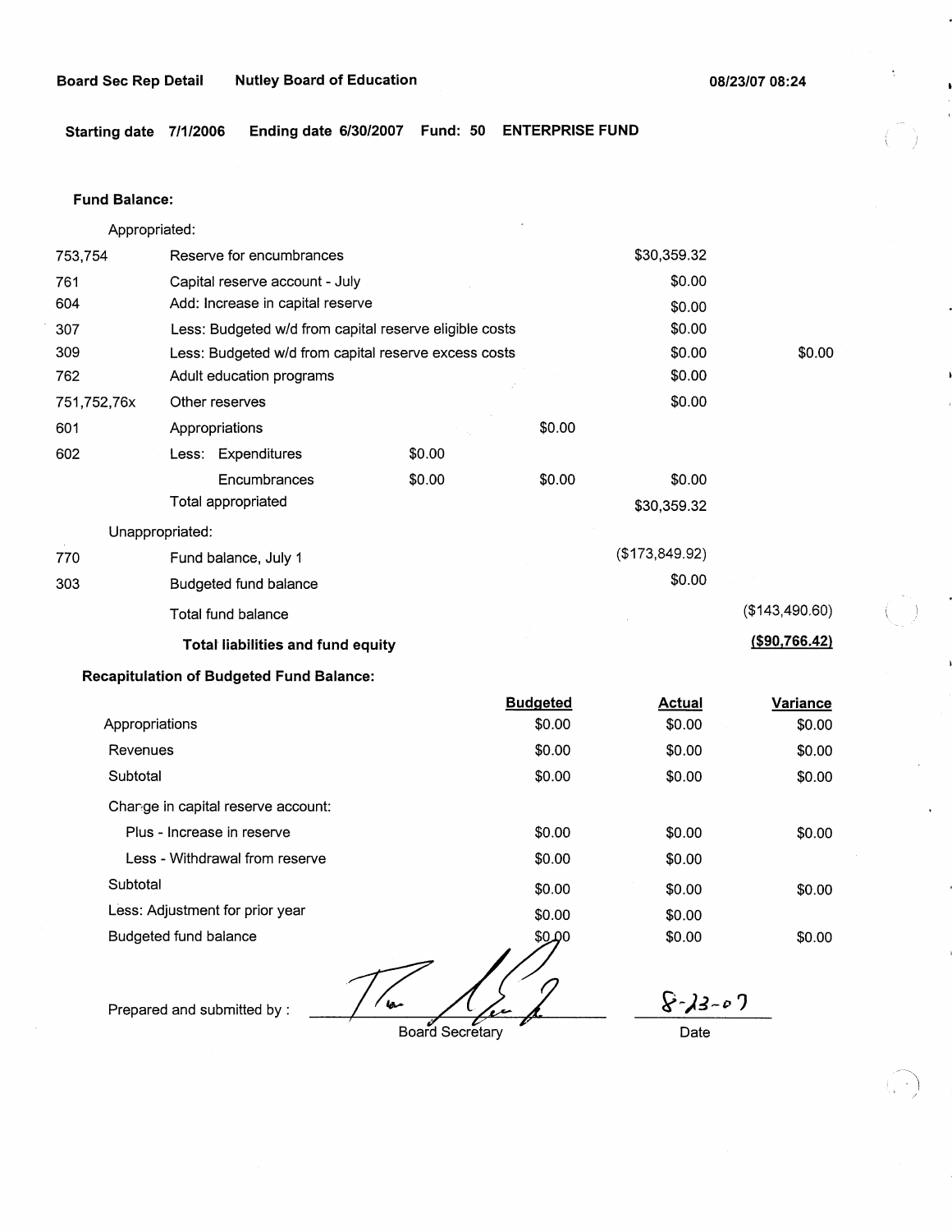**Board Sec Rep Detail** **Nutley Board of Education** **08/23/07 08:24**

**Starting date 7/1/2006** **Ending date 6/30/2007** **Fund: 50** **ENTERPRISE FUND**

**Fund Balance:**

| | | | | | |
|---|---|---|---|---|---|
| | Appropriated: | | | | |
| 753,754 | Reserve for encumbrances | | | $30,359.32 | |
| 761 | Capital reserve account - July | | | $0.00 | |
| 604 | Add: Increase in capital reserve | | | $0.00 | |
| 307 | Less: Budgeted w/d from capital reserve eligible costs | | | $0.00 | |
| 309 | Less: Budgeted w/d from capital reserve excess costs | | | $0.00 | $0.00 |
| 762 | Adult education programs | | | $0.00 | |
| 751,752,76x | Other reserves | | | $0.00 | |
| 601 | Appropriations | | $0.00 | | |
| 602 | Less: Expenditures | $0.00 | | | |
| | Encumbrances | $0.00 | $0.00 | $0.00 | |
| | Total appropriated | | | $30,359.32 | |
| | Unappropriated: | | | | |
| 770 | Fund balance, July 1 | | | ($173,849.92) | |
| 303 | Budgeted fund balance | | | $0.00 | |
| | Total fund balance | | | | ($143,490.60) |
| | **Total liabilities and fund equity** | | | | **($90,766.42)** |

**Recapitulation of Budgeted Fund Balance:**

| | Budgeted | Actual | Variance |
|---|---|---|---|
| Appropriations | $0.00 | $0.00 | $0.00 |
| Revenues | $0.00 | $0.00 | $0.00 |
| Subtotal | $0.00 | $0.00 | $0.00 |
| Change in capital reserve account: | | | |
| Plus - Increase in reserve | $0.00 | $0.00 | $0.00 |
| Less - Withdrawal from reserve | $0.00 | $0.00 | |
| Subtotal | $0.00 | $0.00 | $0.00 |
| Less: Adjustment for prior year | $0.00 | $0.00 | |
| Budgeted fund balance | $0.00 | $0.00 | $0.00 |

Prepared and submitted by : ______________________ Board Secretary     8-23-07 Date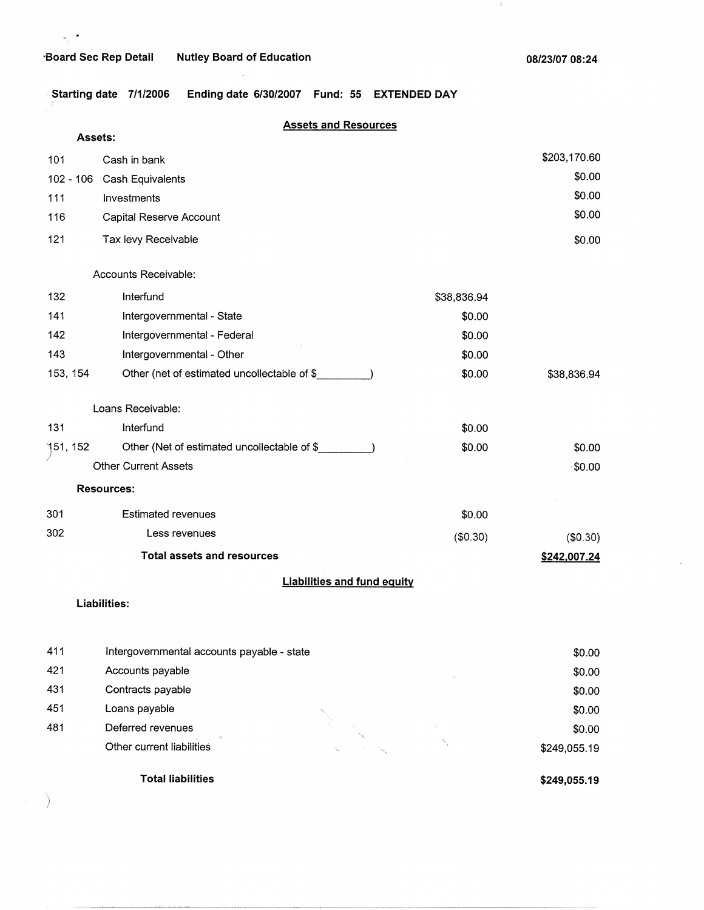Board Sec Rep Detail    Nutley Board of Education    08/23/07 08:24

Starting date 7/1/2006    Ending date 6/30/2007    Fund: 55    EXTENDED DAY

## Assets and Resources

**Assets:**

| Code | Description | | Amount |
|---|---|---|---|
| 101 | Cash in bank | | $203,170.60 |
| 102 - 106 | Cash Equivalents | | $0.00 |
| 111 | Investments | | $0.00 |
| 116 | Capital Reserve Account | | $0.00 |
| 121 | Tax levy Receivable | | $0.00 |
| | Accounts Receivable: | | |
| 132 | Interfund | $38,836.94 | |
| 141 | Intergovernmental - State | $0.00 | |
| 142 | Intergovernmental - Federal | $0.00 | |
| 143 | Intergovernmental - Other | $0.00 | |
| 153, 154 | Other (net of estimated uncollectable of $_________) | $0.00 | $38,836.94 |
| | Loans Receivable: | | |
| 131 | Interfund | $0.00 | |
| 151, 152 | Other (Net of estimated uncollectable of $_________) | $0.00 | $0.00 |
| | Other Current Assets | | $0.00 |

**Resources:**

| Code | Description | | Amount |
|---|---|---|---|
| 301 | Estimated revenues | $0.00 | |
| 302 | Less revenues | ($0.30) | ($0.30) |
| | **Total assets and resources** | | **$242,007.24** |

## Liabilities and fund equity

**Liabilities:**

| Code | Description | Amount |
|---|---|---|
| 411 | Intergovernmental accounts payable - state | $0.00 |
| 421 | Accounts payable | $0.00 |
| 431 | Contracts payable | $0.00 |
| 451 | Loans payable | $0.00 |
| 481 | Deferred revenues | $0.00 |
| | Other current liabilities | $249,055.19 |
| | **Total liabilities** | **$249,055.19** |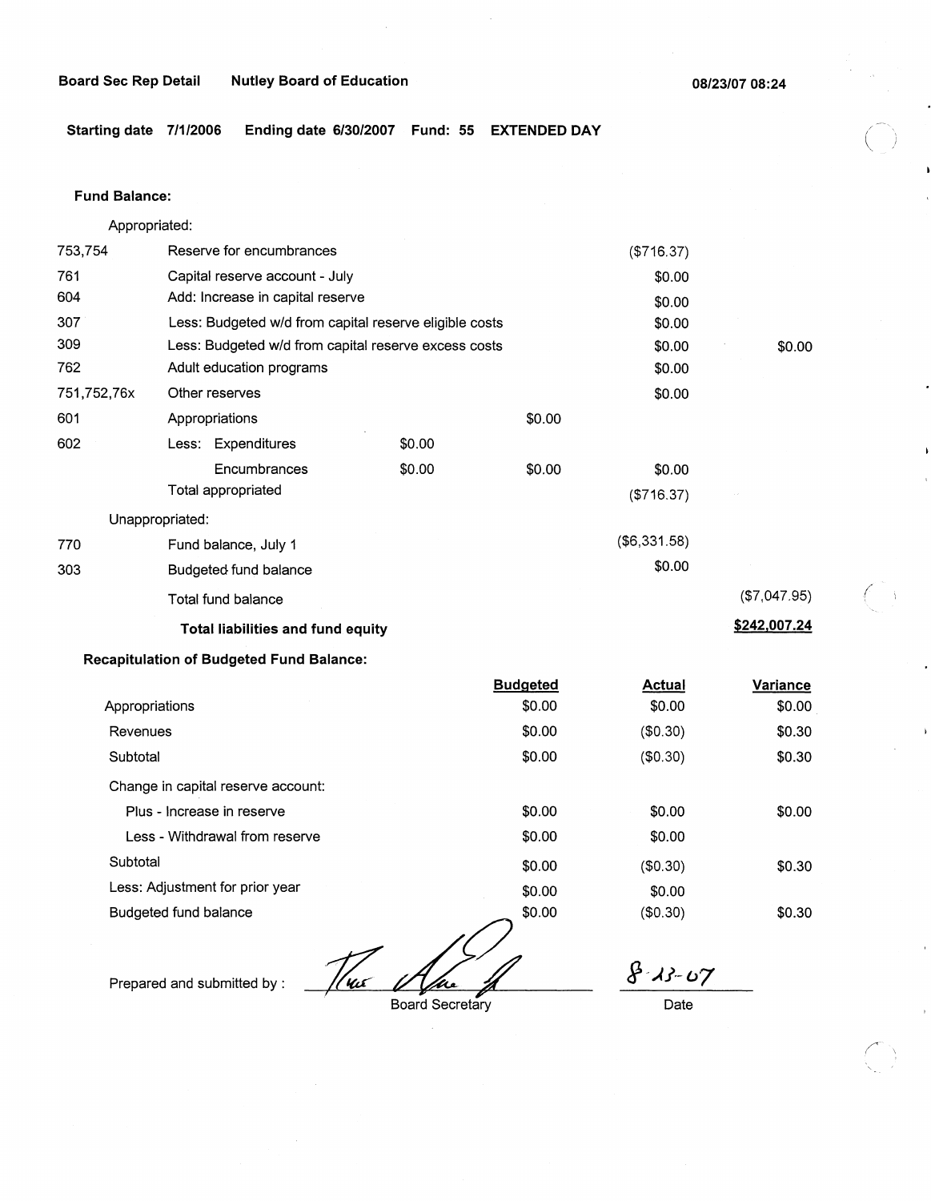Board Sec Rep Detail    Nutley Board of Education    08/23/07 08:24

**Starting date 7/1/2006    Ending date 6/30/2007    Fund: 55    EXTENDED DAY**

**Fund Balance:**

| | | | | | |
|---|---|---|---|---|---|
| | Appropriated: | | | | |
| 753,754 | Reserve for encumbrances | | | ($716.37) | |
| 761 | Capital reserve account - July | | | $0.00 | |
| 604 | Add: Increase in capital reserve | | | $0.00 | |
| 307 | Less: Budgeted w/d from capital reserve eligible costs | | | $0.00 | |
| 309 | Less: Budgeted w/d from capital reserve excess costs | | | $0.00 | $0.00 |
| 762 | Adult education programs | | | $0.00 | |
| 751,752,76x | Other reserves | | | $0.00 | |
| 601 | Appropriations | | $0.00 | | |
| 602 | Less: Expenditures | $0.00 | | | |
| | Encumbrances | $0.00 | $0.00 | $0.00 | |
| | Total appropriated | | | ($716.37) | |
| | Unappropriated: | | | | |
| 770 | Fund balance, July 1 | | | ($6,331.58) | |
| 303 | Budgeted fund balance | | | $0.00 | |
| | Total fund balance | | | | ($7,047.95) |
| | **Total liabilities and fund equity** | | | | **$242,007.24** |

**Recapitulation of Budgeted Fund Balance:**

| | Budgeted | Actual | Variance |
|---|---|---|---|
| Appropriations | $0.00 | $0.00 | $0.00 |
| Revenues | $0.00 | ($0.30) | $0.30 |
| Subtotal | $0.00 | ($0.30) | $0.30 |
| Change in capital reserve account: | | | |
| Plus - Increase in reserve | $0.00 | $0.00 | $0.00 |
| Less - Withdrawal from reserve | $0.00 | $0.00 | |
| Subtotal | $0.00 | ($0.30) | $0.30 |
| Less: Adjustment for prior year | $0.00 | $0.00 | |
| Budgeted fund balance | $0.00 | ($0.30) | $0.30 |

Prepared and submitted by : ____________________ Board Secretary    8-13-07 Date